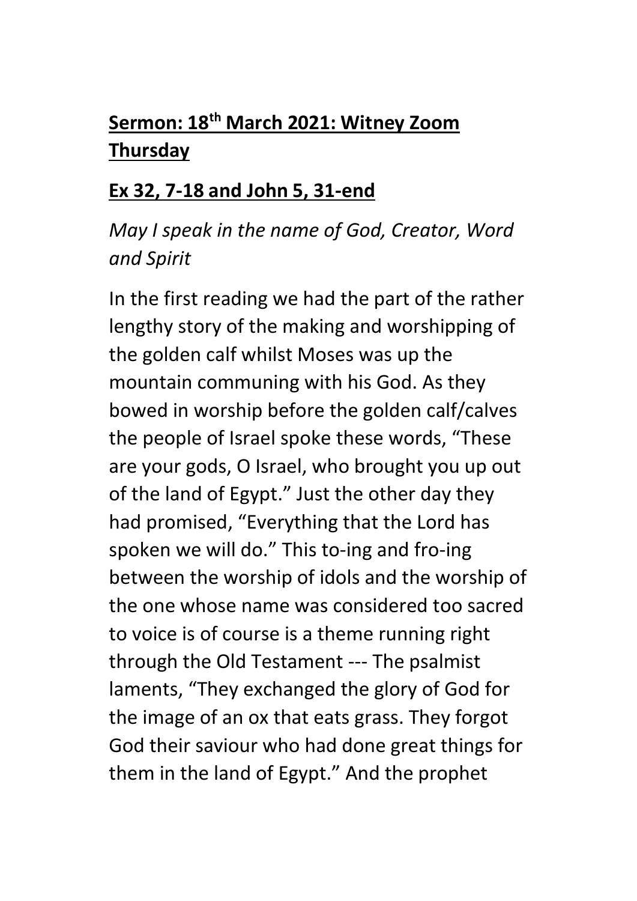**Sermon: 18th March 2021: Witney Zoom Thursday**

**Ex 32, 7-18 and John 5, 31-end**

*May I speak in the name of God, Creator, Word and Spirit*

In the first reading we had the part of the rather lengthy story of the making and worshipping of the golden calf whilst Moses was up the mountain communing with his God. As they bowed in worship before the golden calf/calves the people of Israel spoke these words, "These are your gods, O Israel, who brought you up out of the land of Egypt." Just the other day they had promised, "Everything that the Lord has spoken we will do." This to-ing and fro-ing between the worship of idols and the worship of the one whose name was considered too sacred to voice is of course is a theme running right through the Old Testament --- The psalmist laments, "They exchanged the glory of God for the image of an ox that eats grass. They forgot God their saviour who had done great things for them in the land of Egypt." And the prophet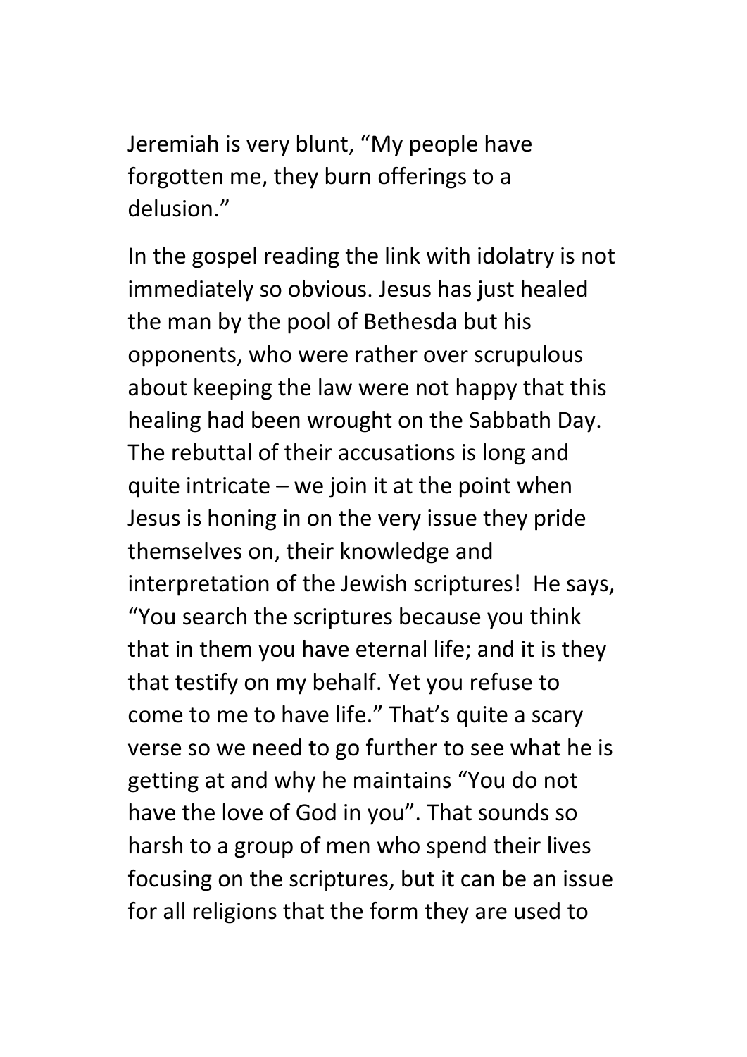Jeremiah is very blunt, “My people have forgotten me, they burn offerings to a delusion.”

In the gospel reading the link with idolatry is not immediately so obvious. Jesus has just healed the man by the pool of Bethesda but his opponents, who were rather over scrupulous about keeping the law were not happy that this healing had been wrought on the Sabbath Day. The rebuttal of their accusations is long and quite intricate – we join it at the point when Jesus is honing in on the very issue they pride themselves on, their knowledge and interpretation of the Jewish scriptures! He says, “You search the scriptures because you think that in them you have eternal life; and it is they that testify on my behalf. Yet you refuse to come to me to have life.” That’s quite a scary verse so we need to go further to see what he is getting at and why he maintains “You do not have the love of God in you”. That sounds so harsh to a group of men who spend their lives focusing on the scriptures, but it can be an issue for all religions that the form they are used to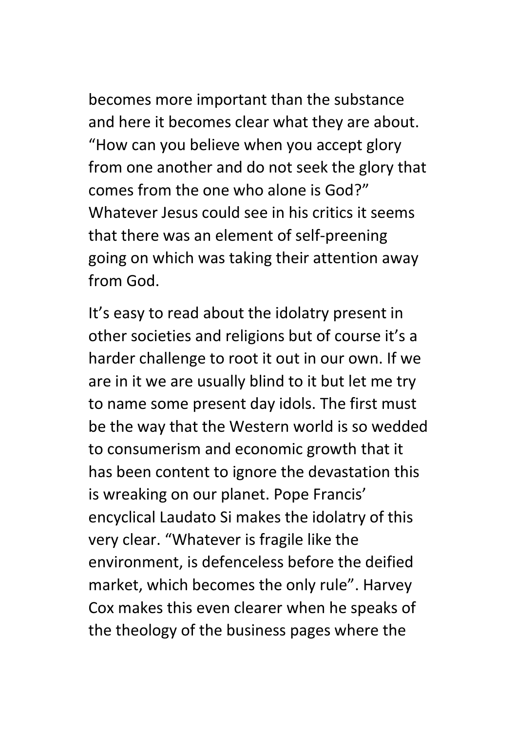becomes more important than the substance and here it becomes clear what they are about. “How can you believe when you accept glory from one another and do not seek the glory that comes from the one who alone is God?” Whatever Jesus could see in his critics it seems that there was an element of self-preening going on which was taking their attention away from God.

It’s easy to read about the idolatry present in other societies and religions but of course it’s a harder challenge to root it out in our own. If we are in it we are usually blind to it but let me try to name some present day idols. The first must be the way that the Western world is so wedded to consumerism and economic growth that it has been content to ignore the devastation this is wreaking on our planet. Pope Francis’ encyclical Laudato Si makes the idolatry of this very clear. “Whatever is fragile like the environment, is defenceless before the deified market, which becomes the only rule”. Harvey Cox makes this even clearer when he speaks of the theology of the business pages where the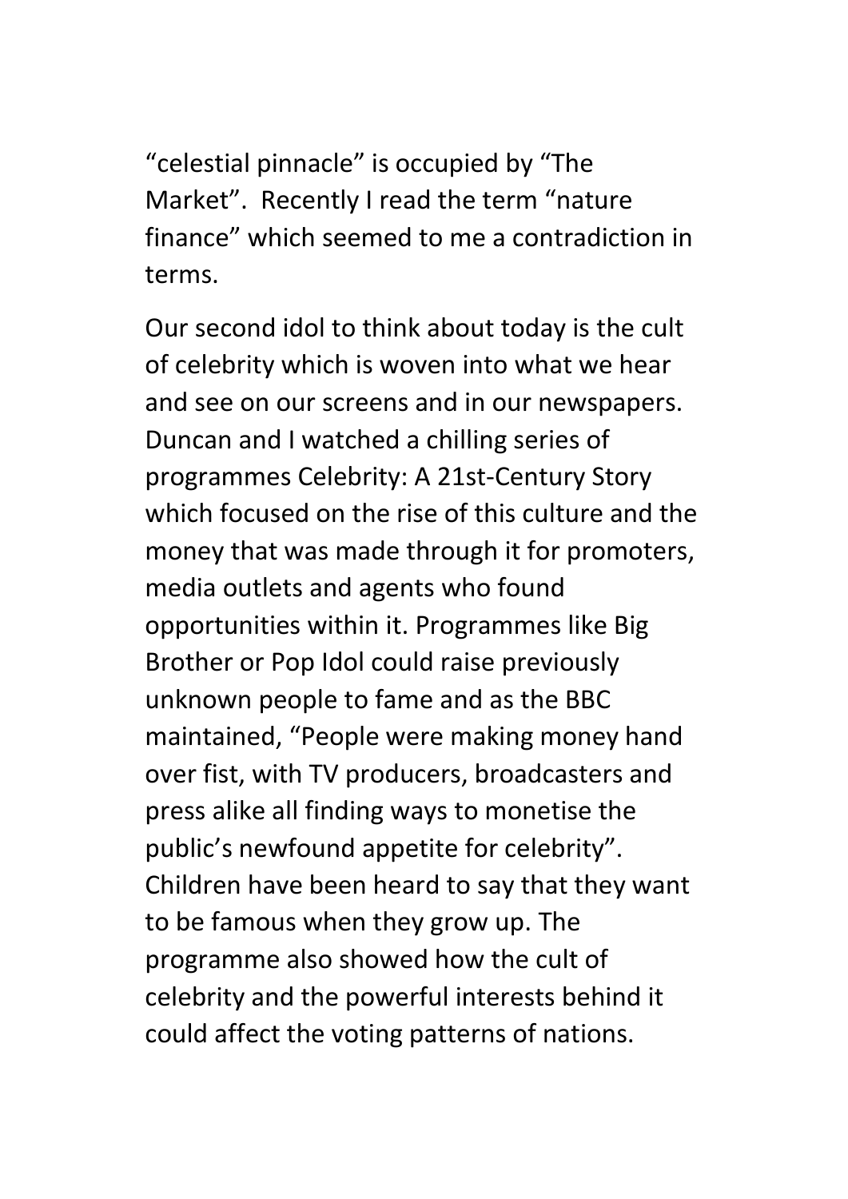"celestial pinnacle" is occupied by "The Market". Recently I read the term "nature finance" which seemed to me a contradiction in terms.

Our second idol to think about today is the cult of celebrity which is woven into what we hear and see on our screens and in our newspapers. Duncan and I watched a chilling series of programmes Celebrity: A 21st-Century Story which focused on the rise of this culture and the money that was made through it for promoters, media outlets and agents who found opportunities within it. Programmes like Big Brother or Pop Idol could raise previously unknown people to fame and as the BBC maintained, "People were making money hand over fist, with TV producers, broadcasters and press alike all finding ways to monetise the public's newfound appetite for celebrity". Children have been heard to say that they want to be famous when they grow up. The programme also showed how the cult of celebrity and the powerful interests behind it could affect the voting patterns of nations.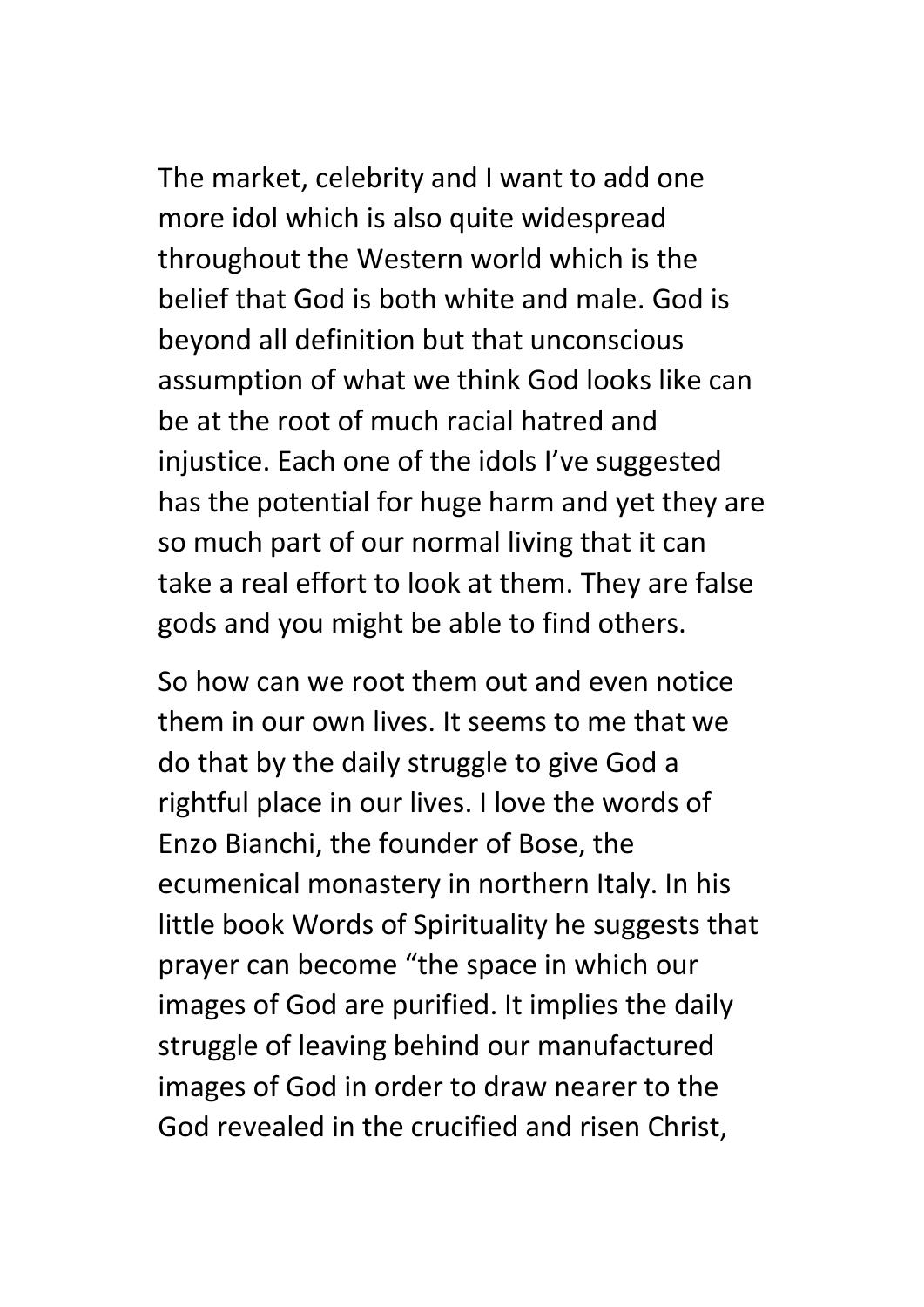The market, celebrity and I want to add one more idol which is also quite widespread throughout the Western world which is the belief that God is both white and male. God is beyond all definition but that unconscious assumption of what we think God looks like can be at the root of much racial hatred and injustice. Each one of the idols I've suggested has the potential for huge harm and yet they are so much part of our normal living that it can take a real effort to look at them. They are false gods and you might be able to find others.

So how can we root them out and even notice them in our own lives. It seems to me that we do that by the daily struggle to give God a rightful place in our lives. I love the words of Enzo Bianchi, the founder of Bose, the ecumenical monastery in northern Italy. In his little book Words of Spirituality he suggests that prayer can become "the space in which our images of God are purified. It implies the daily struggle of leaving behind our manufactured images of God in order to draw nearer to the God revealed in the crucified and risen Christ,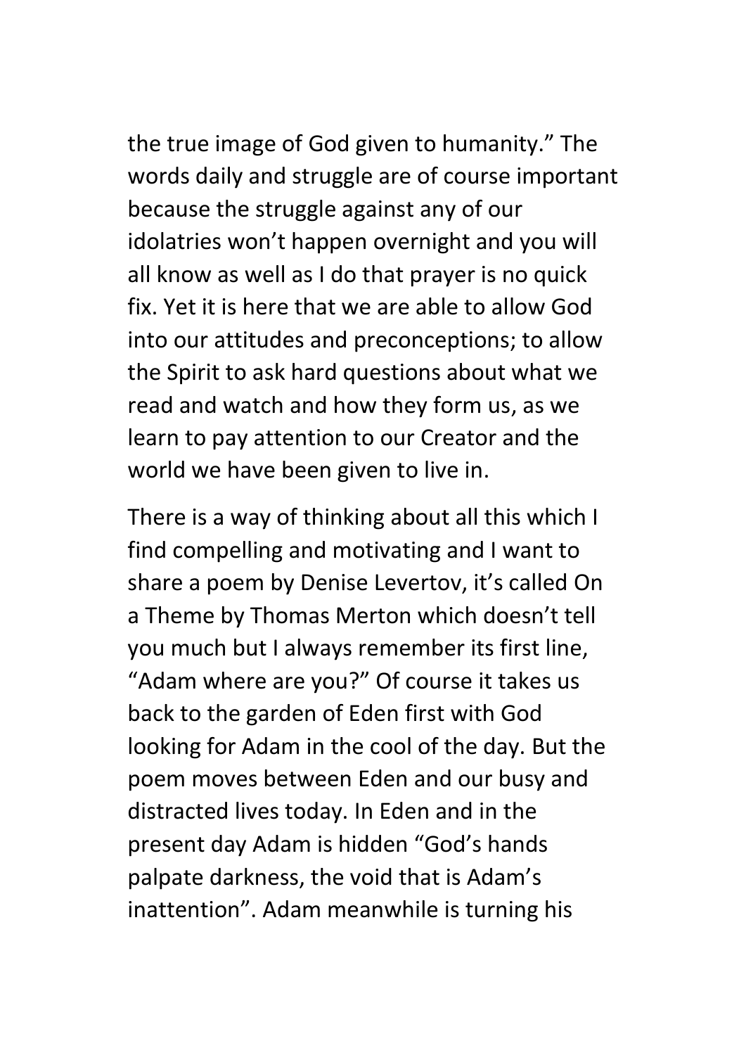the true image of God given to humanity." The words daily and struggle are of course important because the struggle against any of our idolatries won't happen overnight and you will all know as well as I do that prayer is no quick fix. Yet it is here that we are able to allow God into our attitudes and preconceptions; to allow the Spirit to ask hard questions about what we read and watch and how they form us, as we learn to pay attention to our Creator and the world we have been given to live in.

There is a way of thinking about all this which I find compelling and motivating and I want to share a poem by Denise Levertov, it's called On a Theme by Thomas Merton which doesn't tell you much but I always remember its first line, "Adam where are you?" Of course it takes us back to the garden of Eden first with God looking for Adam in the cool of the day. But the poem moves between Eden and our busy and distracted lives today. In Eden and in the present day Adam is hidden "God's hands palpate darkness, the void that is Adam's inattention". Adam meanwhile is turning his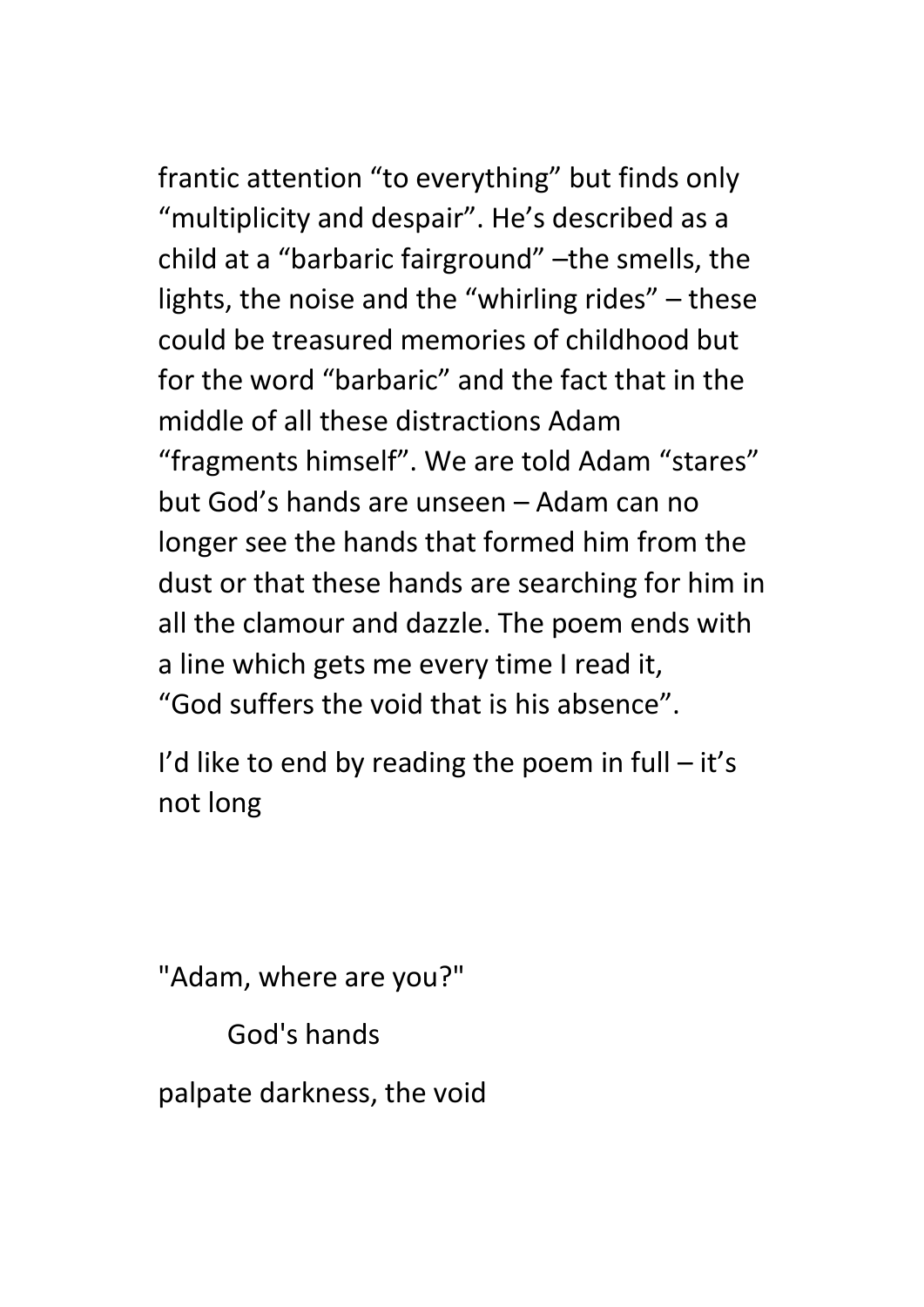frantic attention "to everything" but finds only "multiplicity and despair". He's described as a child at a "barbaric fairground" –the smells, the lights, the noise and the "whirling rides" – these could be treasured memories of childhood but for the word "barbaric" and the fact that in the middle of all these distractions Adam "fragments himself". We are told Adam "stares" but God's hands are unseen – Adam can no longer see the hands that formed him from the dust or that these hands are searching for him in all the clamour and dazzle. The poem ends with a line which gets me every time I read it, "God suffers the void that is his absence".

I'd like to end by reading the poem in full – it's not long

"Adam, where are you?"

God's hands

palpate darkness, the void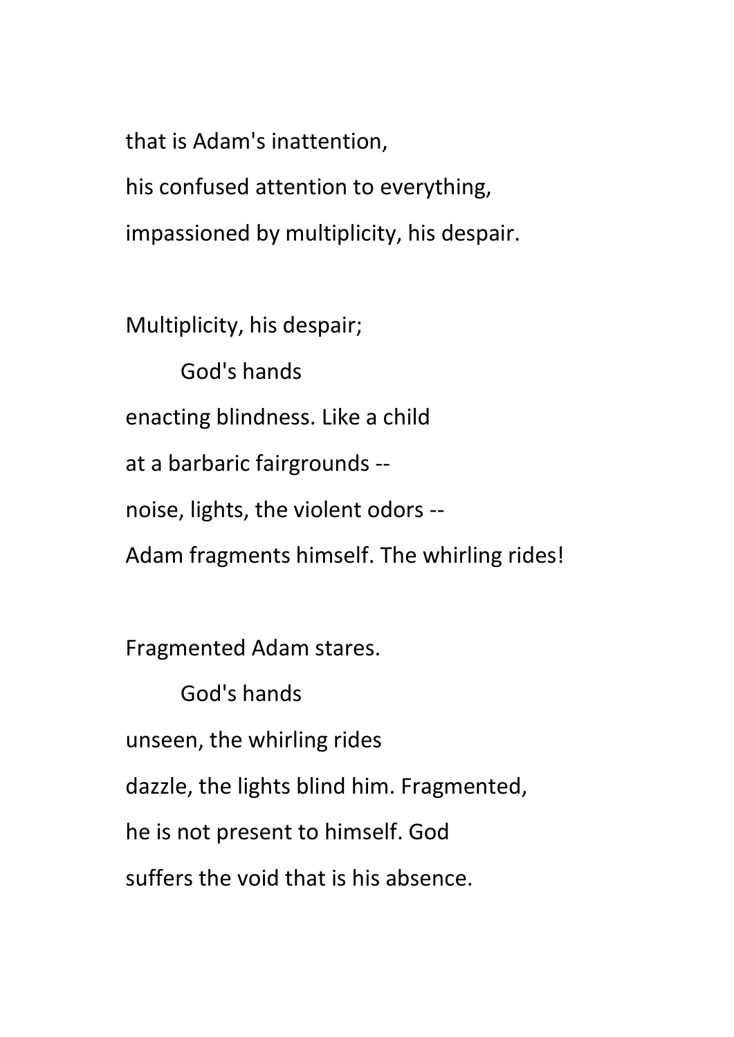that is Adam's inattention,

his confused attention to everything,

impassioned by multiplicity, his despair.

Multiplicity, his despair;

&nbsp;&nbsp;&nbsp;&nbsp;&nbsp;&nbsp;&nbsp;&nbsp;God's hands

enacting blindness. Like a child

at a barbaric fairgrounds --

noise, lights, the violent odors --

Adam fragments himself. The whirling rides!

Fragmented Adam stares.

&nbsp;&nbsp;&nbsp;&nbsp;&nbsp;&nbsp;&nbsp;&nbsp;God's hands

unseen, the whirling rides

dazzle, the lights blind him. Fragmented,

he is not present to himself. God

suffers the void that is his absence.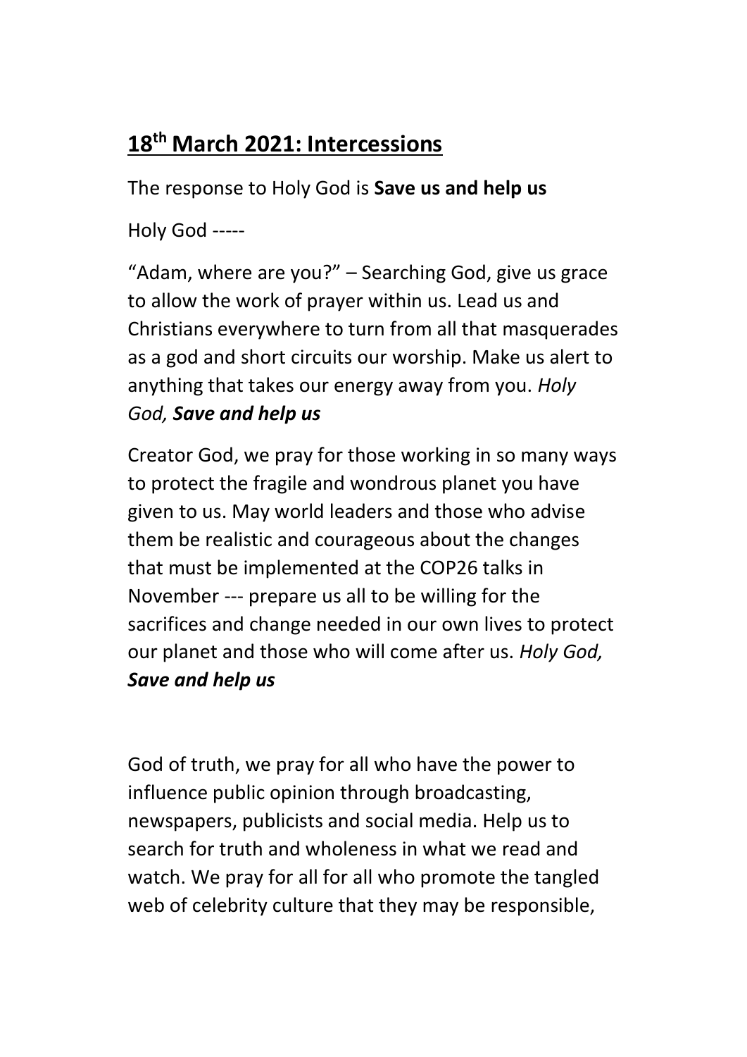## **18th March 2021: Intercessions**

The response to Holy God is **Save us and help us**

Holy God -----

"Adam, where are you?" – Searching God, give us grace to allow the work of prayer within us. Lead us and Christians everywhere to turn from all that masquerades as a god and short circuits our worship. Make us alert to anything that takes our energy away from you. *Holy God, **Save and help us***

Creator God, we pray for those working in so many ways to protect the fragile and wondrous planet you have given to us. May world leaders and those who advise them be realistic and courageous about the changes that must be implemented at the COP26 talks in November --- prepare us all to be willing for the sacrifices and change needed in our own lives to protect our planet and those who will come after us. *Holy God, **Save and help us***

God of truth, we pray for all who have the power to influence public opinion through broadcasting, newspapers, publicists and social media. Help us to search for truth and wholeness in what we read and watch. We pray for all for all who promote the tangled web of celebrity culture that they may be responsible,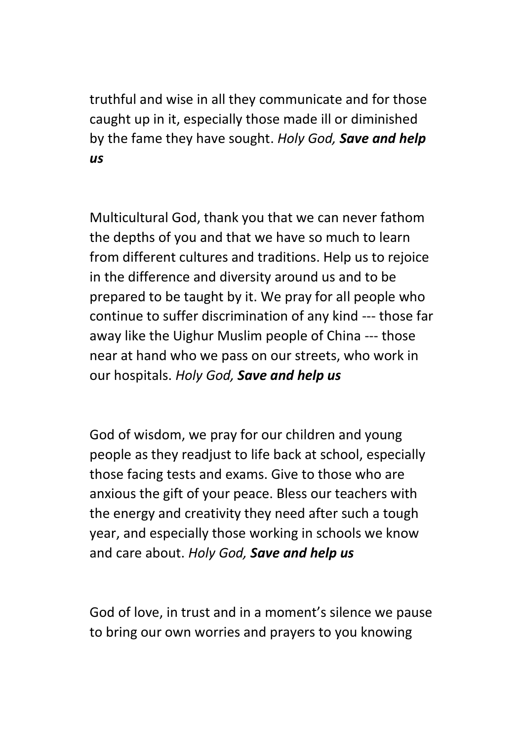truthful and wise in all they communicate and for those caught up in it, especially those made ill or diminished by the fame they have sought. *Holy God,* ***Save and help us***

Multicultural God, thank you that we can never fathom the depths of you and that we have so much to learn from different cultures and traditions. Help us to rejoice in the difference and diversity around us and to be prepared to be taught by it. We pray for all people who continue to suffer discrimination of any kind --- those far away like the Uighur Muslim people of China --- those near at hand who we pass on our streets, who work in our hospitals. *Holy God,* ***Save and help us***

God of wisdom, we pray for our children and young people as they readjust to life back at school, especially those facing tests and exams. Give to those who are anxious the gift of your peace. Bless our teachers with the energy and creativity they need after such a tough year, and especially those working in schools we know and care about. *Holy God,* ***Save and help us***

God of love, in trust and in a moment's silence we pause to bring our own worries and prayers to you knowing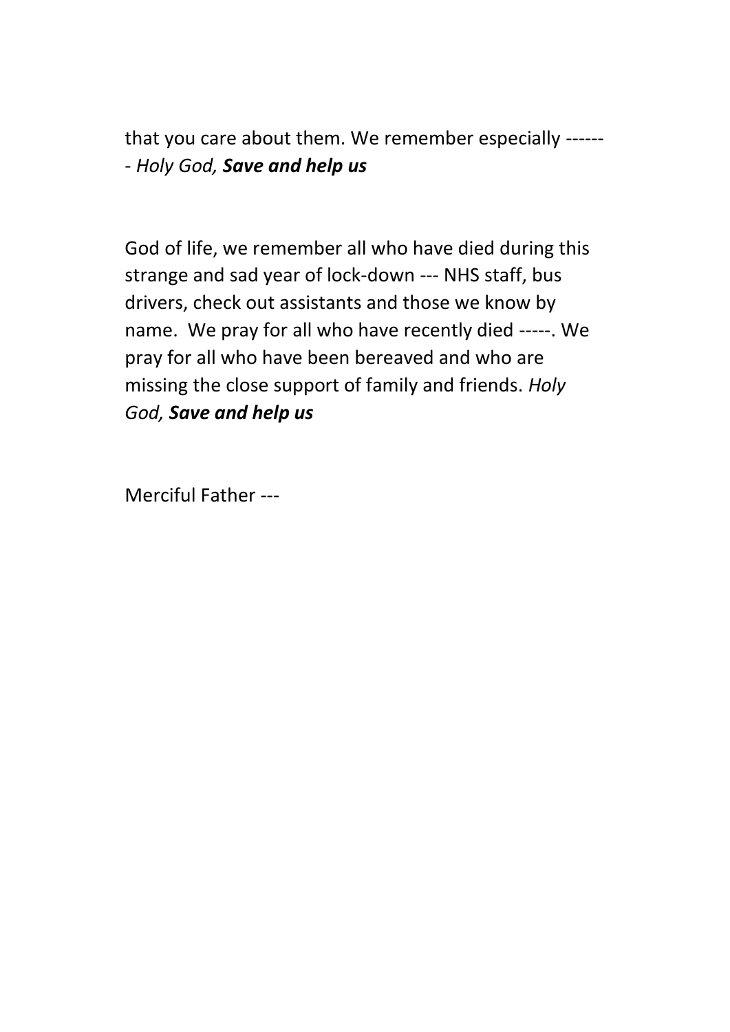that you care about them. We remember especially ------- *Holy God,* ***Save and help us***

God of life, we remember all who have died during this strange and sad year of lock-down --- NHS staff, bus drivers, check out assistants and those we know by name.  We pray for all who have recently died -----. We pray for all who have been bereaved and who are missing the close support of family and friends. *Holy God,* ***Save and help us***

Merciful Father ---